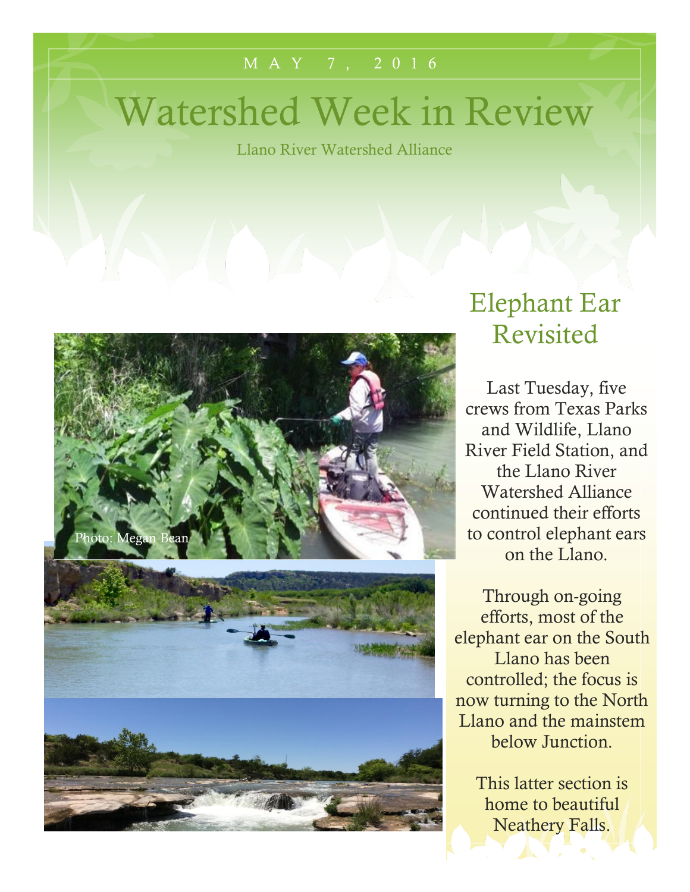MAY 7, 2016

# Watershed Week in Review

Llano River Watershed Alliance

Photo: Megan Bean

## Elephant Ear Revisited

Last Tuesday, five crews from Texas Parks and Wildlife, Llano River Field Station, and the Llano River Watershed Alliance continued their efforts to control elephant ears on the Llano.

Through on-going efforts, most of the elephant ear on the South Llano has been controlled; the focus is now turning to the North Llano and the mainstem below Junction.

This latter section is home to beautiful Neathery Falls.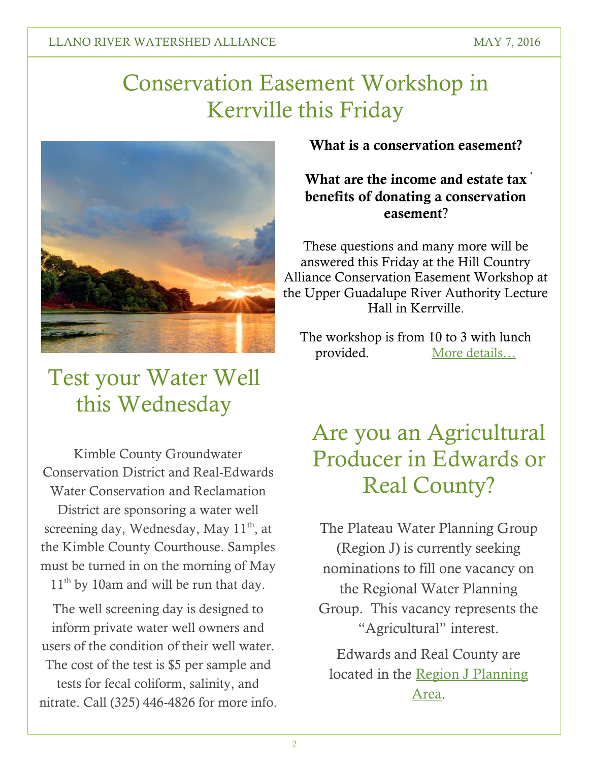# Conservation Easement Workshop in Kerrville this Friday

**What is a conservation easement?**

**What are the income and estate tax benefits of donating a conservation easement?**

These questions and many more will be answered this Friday at the Hill Country Alliance Conservation Easement Workshop at the Upper Guadalupe River Authority Lecture Hall in Kerrville.

The workshop is from 10 to 3 with lunch provided. More details…

# Test your Water Well this Wednesday

Kimble County Groundwater Conservation District and Real-Edwards Water Conservation and Reclamation District are sponsoring a water well screening day, Wednesday, May 11th, at the Kimble County Courthouse. Samples must be turned in on the morning of May 11th by 10am and will be run that day.

The well screening day is designed to inform private water well owners and users of the condition of their well water. The cost of the test is $5 per sample and tests for fecal coliform, salinity, and nitrate. Call (325) 446-4826 for more info.

# Are you an Agricultural Producer in Edwards or Real County?

The Plateau Water Planning Group (Region J) is currently seeking nominations to fill one vacancy on the Regional Water Planning Group. This vacancy represents the "Agricultural" interest.

Edwards and Real County are located in the Region J Planning Area.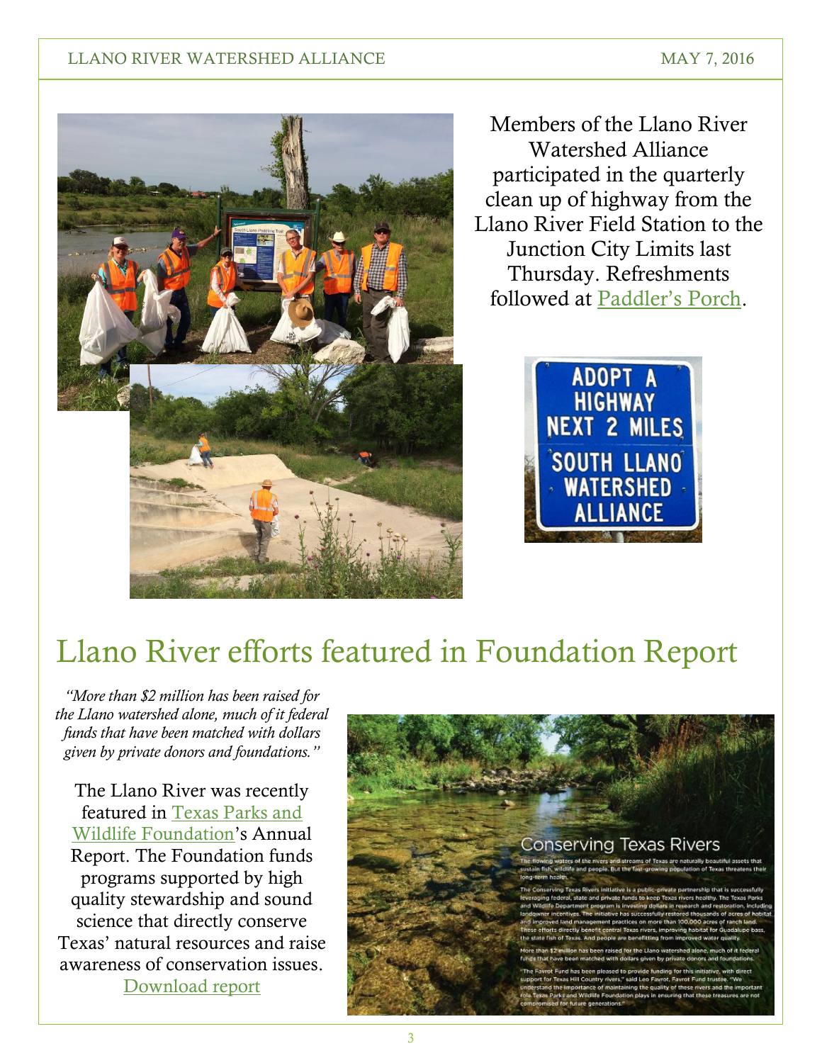Members of the Llano River Watershed Alliance participated in the quarterly clean up of highway from the Llano River Field Station to the Junction City Limits last Thursday. Refreshments followed at Paddler's Porch.

# Llano River efforts featured in Foundation Report

*"More than $2 million has been raised for the Llano watershed alone, much of it federal funds that have been matched with dollars given by private donors and foundations."*

The Llano River was recently featured in Texas Parks and Wildlife Foundation's Annual Report. The Foundation funds programs supported by high quality stewardship and sound science that directly conserve Texas' natural resources and raise awareness of conservation issues.

Download report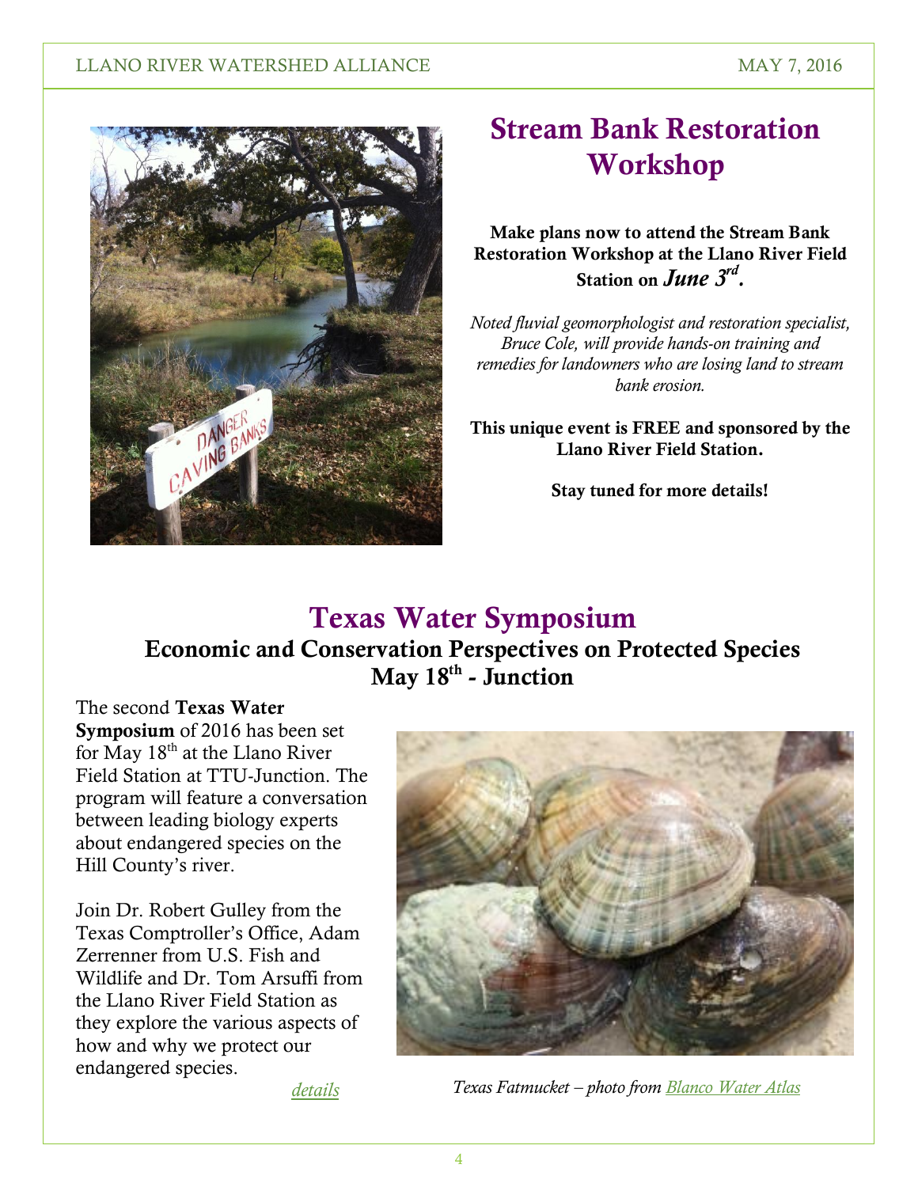# Stream Bank Restoration Workshop

**Make plans now to attend the Stream Bank Restoration Workshop at the Llano River Field Station on *June 3rd*.**

*Noted fluvial geomorphologist and restoration specialist, Bruce Cole, will provide hands-on training and remedies for landowners who are losing land to stream bank erosion.*

**This unique event is FREE and sponsored by the Llano River Field Station.**

**Stay tuned for more details!**

# Texas Water Symposium

## Economic and Conservation Perspectives on Protected Species

## May 18th - Junction

The second **Texas Water Symposium** of 2016 has been set for May 18th at the Llano River Field Station at TTU-Junction. The program will feature a conversation between leading biology experts about endangered species on the Hill County's river.

Join Dr. Robert Gulley from the Texas Comptroller's Office, Adam Zerrenner from U.S. Fish and Wildlife and Dr. Tom Arsuffi from the Llano River Field Station as they explore the various aspects of how and why we protect our endangered species.

*details*

*Texas Fatmucket – photo from Blanco Water Atlas*